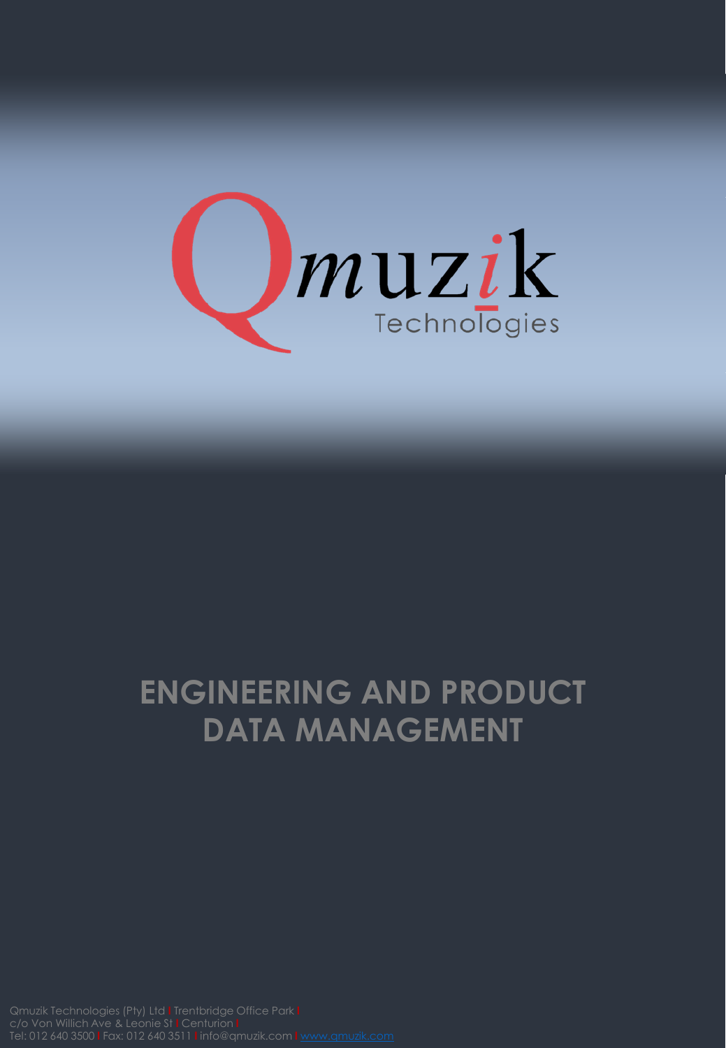Qmuzik Technologies

# ENGINEERING AND PRODUCT DATA MANAGEMENT

Qmuzik Technologies (Pty) Ltd | Trentbridge Office Park |
c/o Von Willich Ave & Leonie St | Centurion |
Tel: 012 640 3500 | Fax: 012 640 3511 | info@qmuzik.com | www.qmuzik.com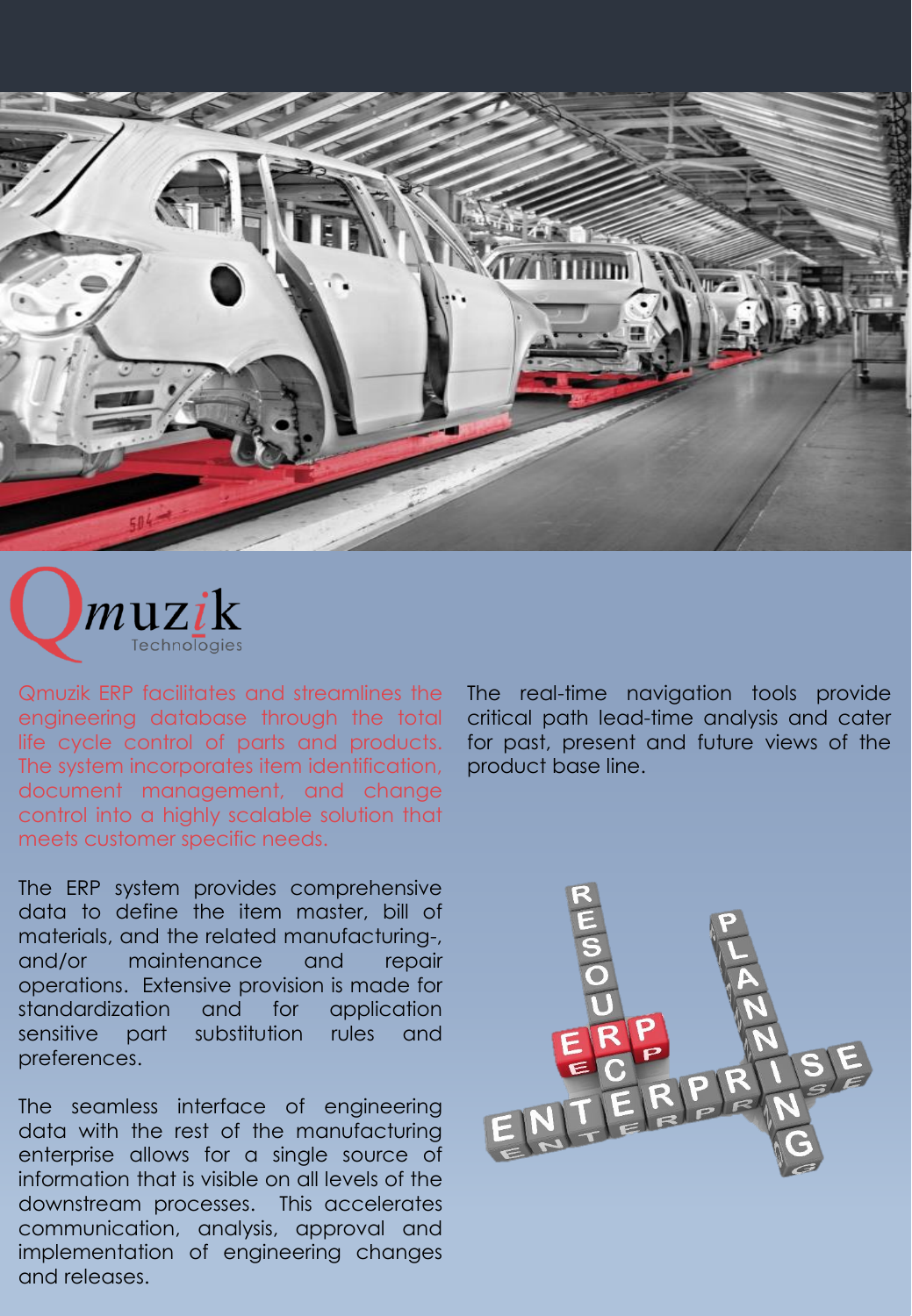Qmuzik ERP facilitates and streamlines the engineering database through the total life cycle control of parts and products. The system incorporates item identification, document management, and change control into a highly scalable solution that meets customer specific needs.

The ERP system provides comprehensive data to define the item master, bill of materials, and the related manufacturing-, and/or maintenance and repair operations. Extensive provision is made for standardization and for application sensitive part substitution rules and preferences.

The seamless interface of engineering data with the rest of the manufacturing enterprise allows for a single source of information that is visible on all levels of the downstream processes. This accelerates communication, analysis, approval and implementation of engineering changes and releases.

The real-time navigation tools provide critical path lead-time analysis and cater for past, present and future views of the product base line.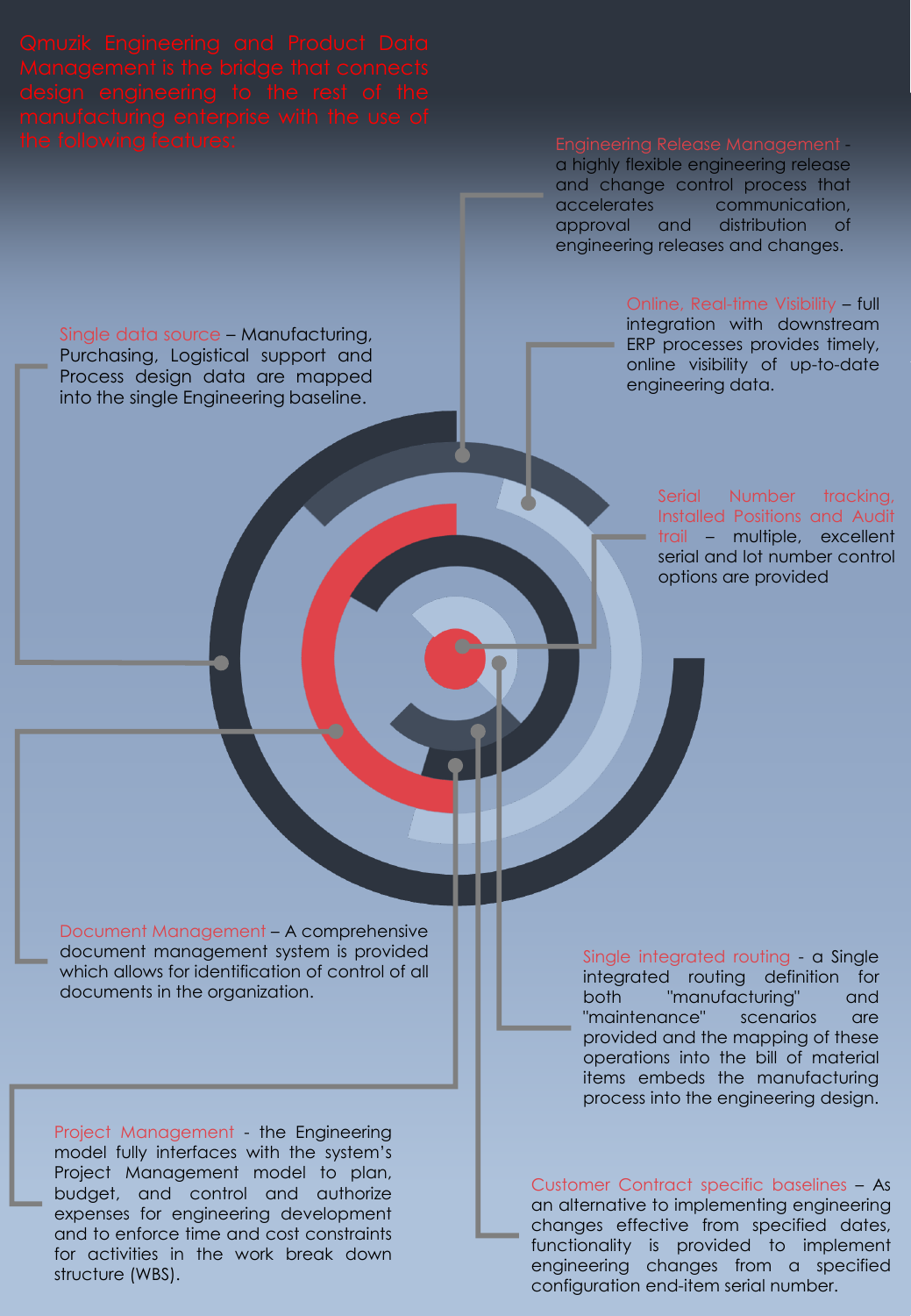Qmuzik Engineering and Product Data Management is the bridge that connects design engineering to the rest of the manufacturing enterprise with the use of the following features:

**Engineering Release Management** - a highly flexible engineering release and change control process that accelerates communication, approval and distribution of engineering releases and changes.

**Online, Real-time Visibility** – full integration with downstream ERP processes provides timely, online visibility of up-to-date engineering data.

**Single data source** – Manufacturing, Purchasing, Logistical support and Process design data are mapped into the single Engineering baseline.

**Serial Number tracking, Installed Positions and Audit trail** – multiple, excellent serial and lot number control options are provided

**Document Management** – A comprehensive document management system is provided which allows for identification of control of all documents in the organization.

**Single integrated routing** - a Single integrated routing definition for both "manufacturing" and "maintenance" scenarios are provided and the mapping of these operations into the bill of material items embeds the manufacturing process into the engineering design.

**Project Management** - the Engineering model fully interfaces with the system's Project Management model to plan, budget, and control and authorize expenses for engineering development and to enforce time and cost constraints for activities in the work break down structure (WBS).

**Customer Contract specific baselines** – As an alternative to implementing engineering changes effective from specified dates, functionality is provided to implement engineering changes from a specified configuration end-item serial number.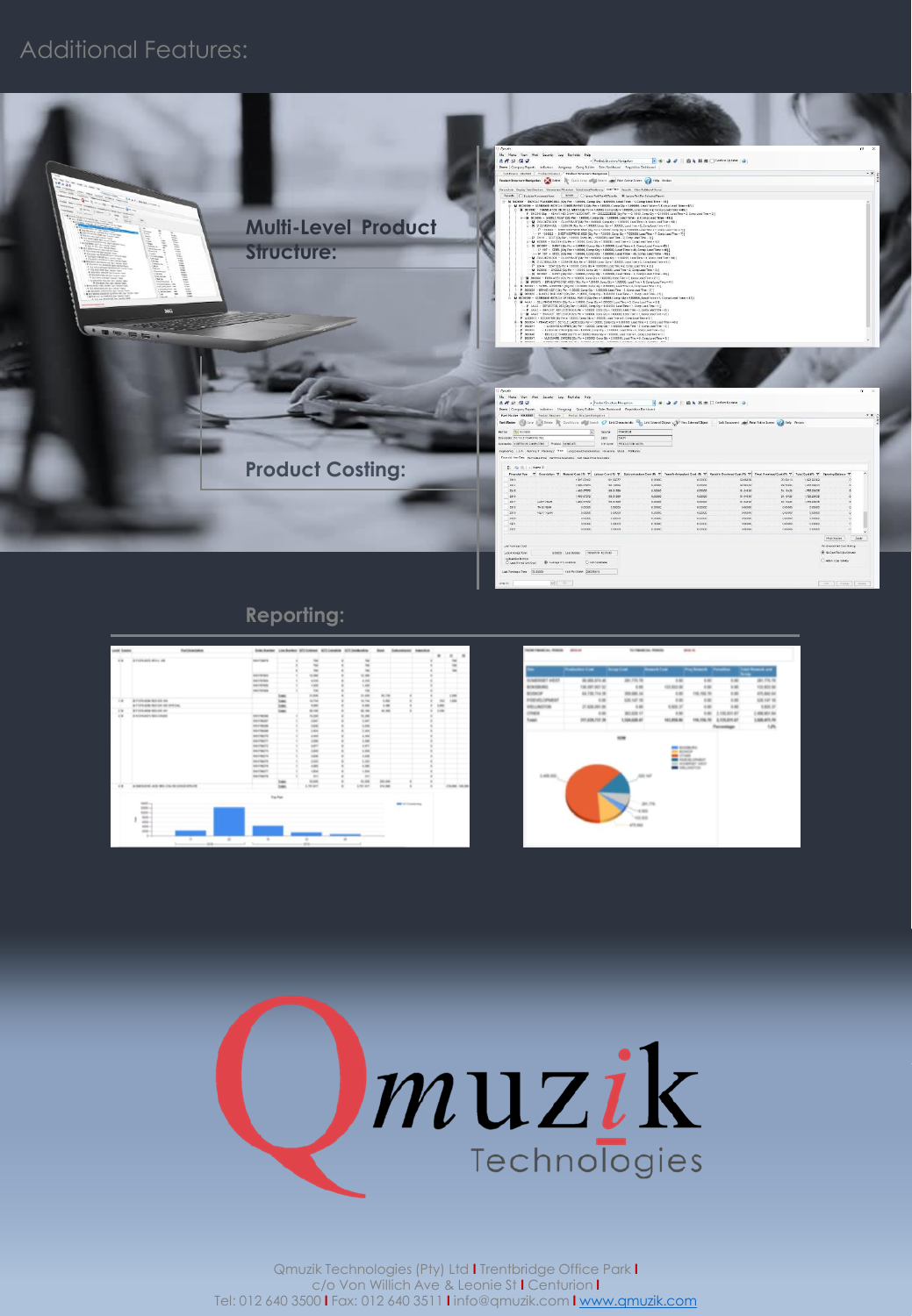## Additional Features:

### Multi-Level Product Structure:

### Product Costing:

### Reporting:

Qmuzik Technologies

Qmuzik Technologies (Pty) Ltd | Trentbridge Office Park | c/o Von Willich Ave & Leonie St | Centurion | Tel: 012 640 3500 | Fax: 012 640 3511 | info@qmuzik.com | www.qmuzik.com